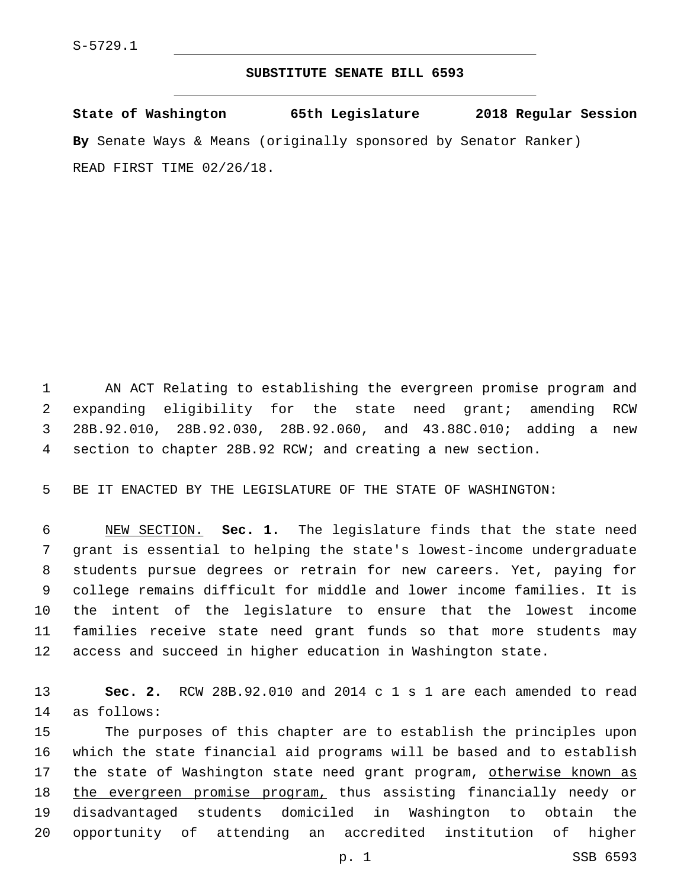S-5729.1

# SUBSTITUTE SENATE BILL 6593

**State of Washington 65th Legislature 2018 Regular Session**

**By** Senate Ways & Means (originally sponsored by Senator Ranker)

READ FIRST TIME 02/26/18.

AN ACT Relating to establishing the evergreen promise program and expanding eligibility for the state need grant; amending RCW 28B.92.010, 28B.92.030, 28B.92.060, and 43.88C.010; adding a new section to chapter 28B.92 RCW; and creating a new section.

BE IT ENACTED BY THE LEGISLATURE OF THE STATE OF WASHINGTON:

NEW SECTION. **Sec. 1.** The legislature finds that the state need grant is essential to helping the state's lowest-income undergraduate students pursue degrees or retrain for new careers. Yet, paying for college remains difficult for middle and lower income families. It is the intent of the legislature to ensure that the lowest income families receive state need grant funds so that more students may access and succeed in higher education in Washington state.

**Sec. 2.** RCW 28B.92.010 and 2014 c 1 s 1 are each amended to read as follows:

The purposes of this chapter are to establish the principles upon which the state financial aid programs will be based and to establish the state of Washington state need grant program, otherwise known as the evergreen promise program, thus assisting financially needy or disadvantaged students domiciled in Washington to obtain the opportunity of attending an accredited institution of higher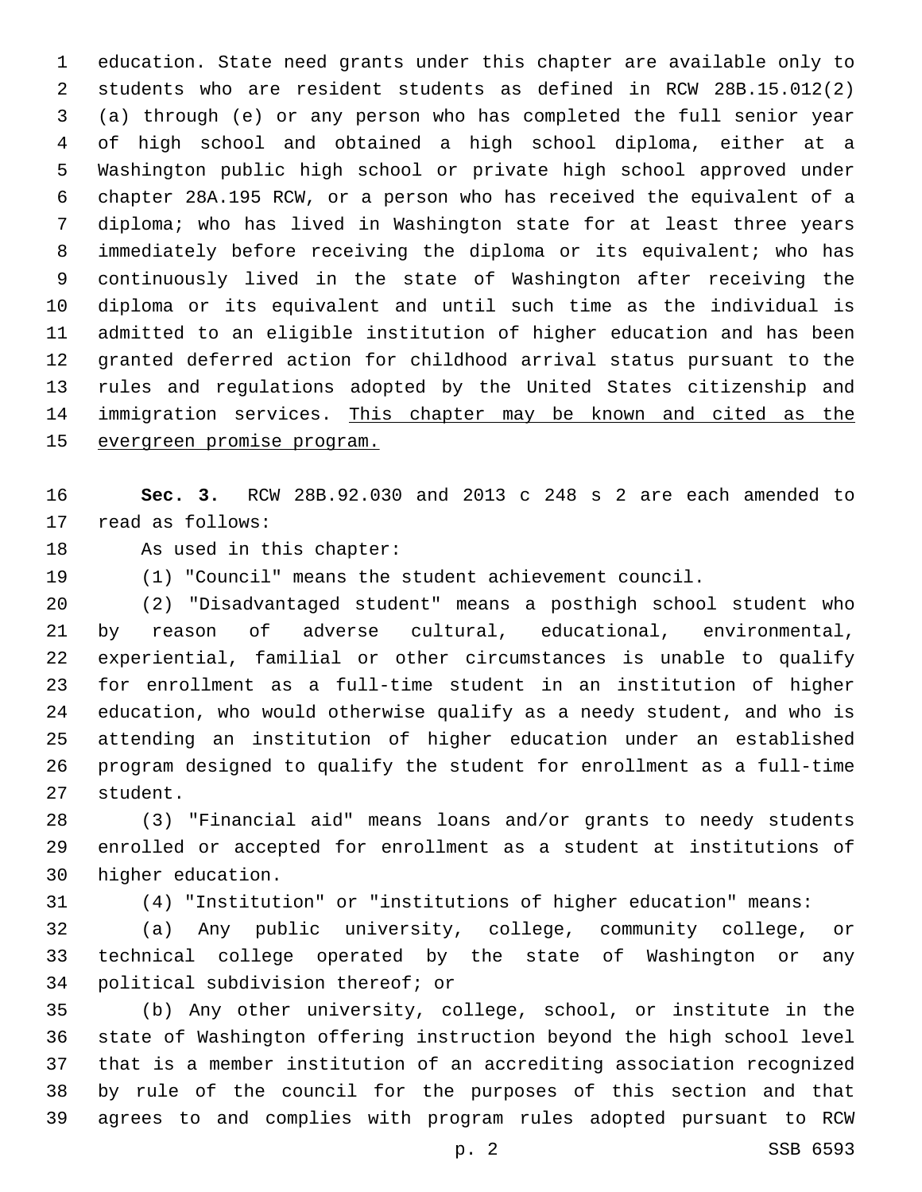education. State need grants under this chapter are available only to students who are resident students as defined in RCW 28B.15.012(2) (a) through (e) or any person who has completed the full senior year of high school and obtained a high school diploma, either at a Washington public high school or private high school approved under chapter 28A.195 RCW, or a person who has received the equivalent of a diploma; who has lived in Washington state for at least three years immediately before receiving the diploma or its equivalent; who has continuously lived in the state of Washington after receiving the diploma or its equivalent and until such time as the individual is admitted to an eligible institution of higher education and has been granted deferred action for childhood arrival status pursuant to the rules and regulations adopted by the United States citizenship and immigration services. <u>This chapter may be known and cited as the evergreen promise program.</u>

**Sec. 3.** RCW 28B.92.030 and 2013 c 248 s 2 are each amended to read as follows:

As used in this chapter:

(1) "Council" means the student achievement council.

(2) "Disadvantaged student" means a posthigh school student who by reason of adverse cultural, educational, environmental, experiential, familial or other circumstances is unable to qualify for enrollment as a full-time student in an institution of higher education, who would otherwise qualify as a needy student, and who is attending an institution of higher education under an established program designed to qualify the student for enrollment as a full-time student.

(3) "Financial aid" means loans and/or grants to needy students enrolled or accepted for enrollment as a student at institutions of higher education.

(4) "Institution" or "institutions of higher education" means:

(a) Any public university, college, community college, or technical college operated by the state of Washington or any political subdivision thereof; or

(b) Any other university, college, school, or institute in the state of Washington offering instruction beyond the high school level that is a member institution of an accrediting association recognized by rule of the council for the purposes of this section and that agrees to and complies with program rules adopted pursuant to RCW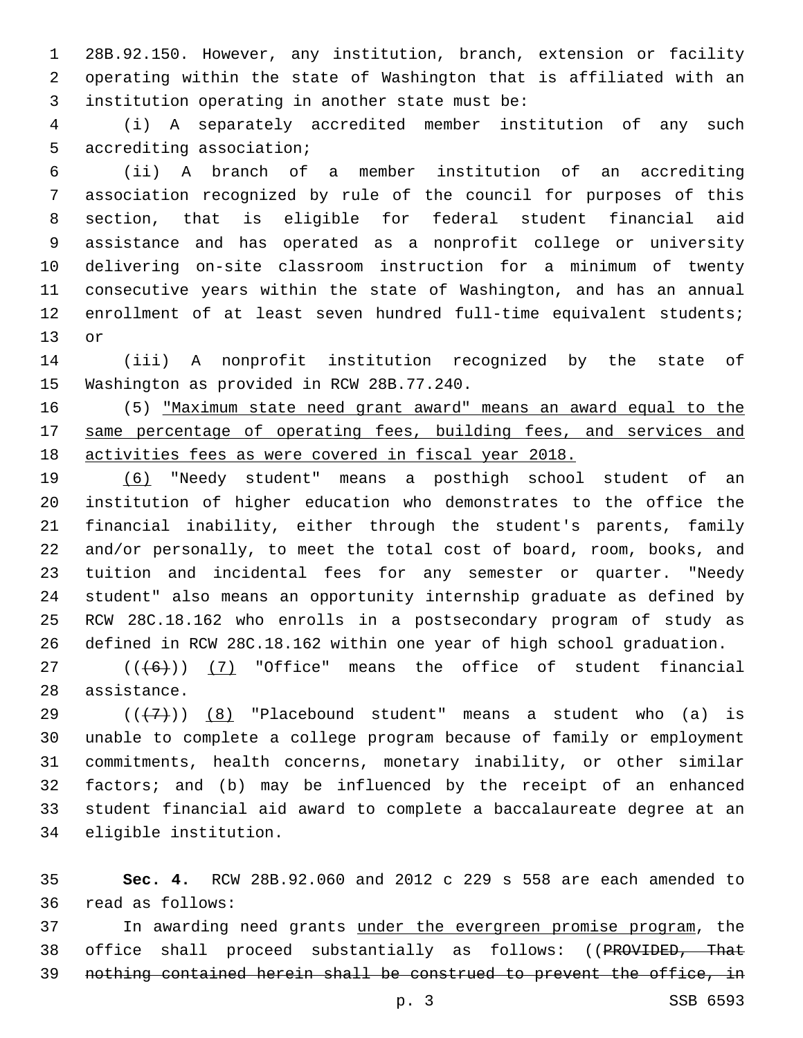28B.92.150. However, any institution, branch, extension or facility operating within the state of Washington that is affiliated with an institution operating in another state must be:

(i) A separately accredited member institution of any such accrediting association;

(ii) A branch of a member institution of an accrediting association recognized by rule of the council for purposes of this section, that is eligible for federal student financial aid assistance and has operated as a nonprofit college or university delivering on-site classroom instruction for a minimum of twenty consecutive years within the state of Washington, and has an annual enrollment of at least seven hundred full-time equivalent students; or

(iii) A nonprofit institution recognized by the state of Washington as provided in RCW 28B.77.240.

(5) <u>"Maximum state need grant award" means an award equal to the same percentage of operating fees, building fees, and services and activities fees as were covered in fiscal year 2018.</u>

<u>(6)</u> "Needy student" means a posthigh school student of an institution of higher education who demonstrates to the office the financial inability, either through the student's parents, family and/or personally, to meet the total cost of board, room, books, and tuition and incidental fees for any semester or quarter. "Needy student" also means an opportunity internship graduate as defined by RCW 28C.18.162 who enrolls in a postsecondary program of study as defined in RCW 28C.18.162 within one year of high school graduation.

((~~(6)~~)) <u>(7)</u> "Office" means the office of student financial assistance.

((~~(7)~~)) <u>(8)</u> "Placebound student" means a student who (a) is unable to complete a college program because of family or employment commitments, health concerns, monetary inability, or other similar factors; and (b) may be influenced by the receipt of an enhanced student financial aid award to complete a baccalaureate degree at an eligible institution.

**Sec. 4.** RCW 28B.92.060 and 2012 c 229 s 558 are each amended to read as follows:

In awarding need grants <u>under the evergreen promise program</u>, the office shall proceed substantially as follows: ((~~PROVIDED, That nothing contained herein shall be construed to prevent the office, in~~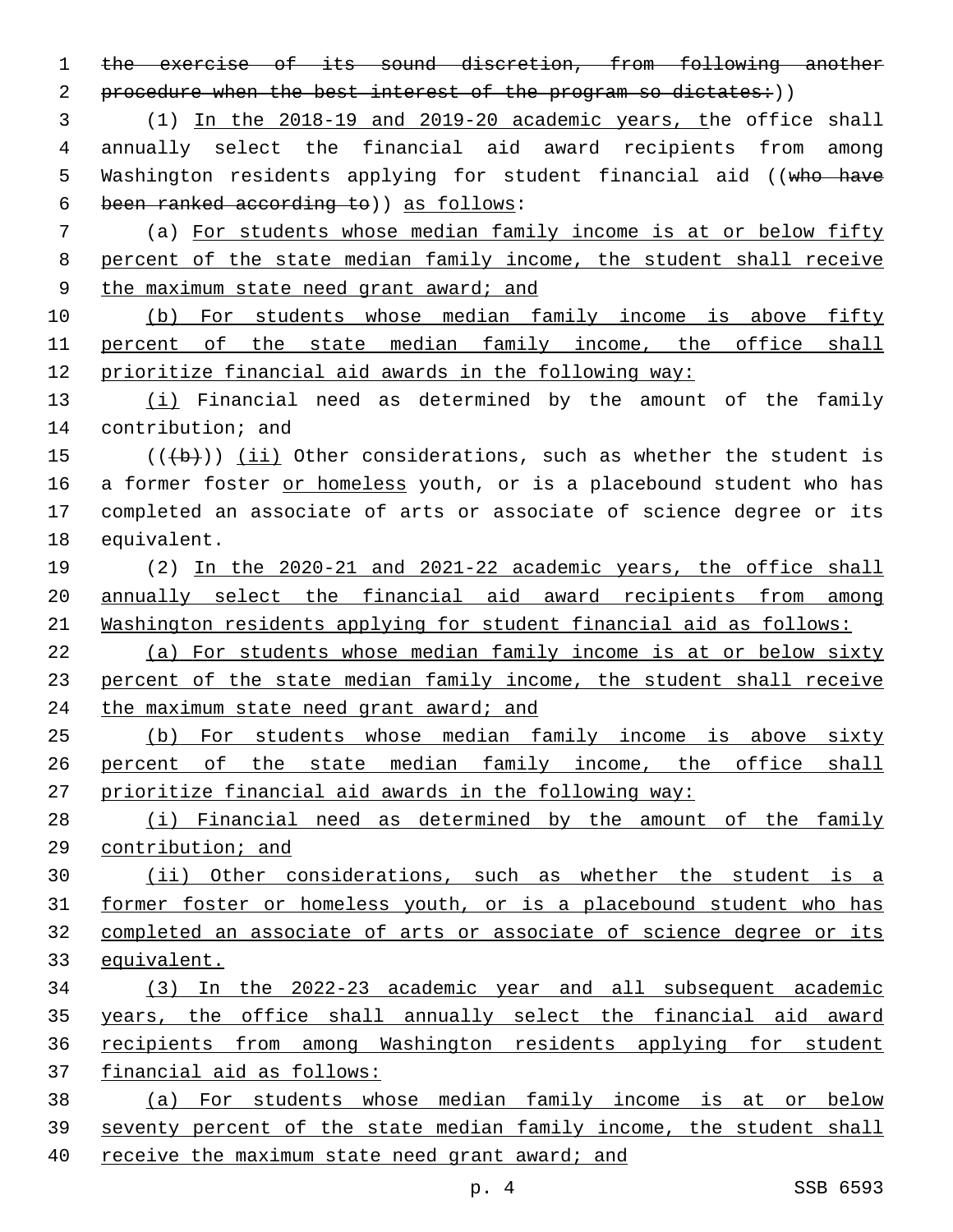~~the exercise of its sound discretion, from following another procedure when the best interest of the program so dictates:~~))

(1) In the 2018-19 and 2019-20 academic years, the office shall annually select the financial aid award recipients from among Washington residents applying for student financial aid ((~~who have been ranked according to~~)) as follows:

(a) For students whose median family income is at or below fifty percent of the state median family income, the student shall receive the maximum state need grant award; and

(b) For students whose median family income is above fifty percent of the state median family income, the office shall prioritize financial aid awards in the following way:

(i) Financial need as determined by the amount of the family contribution; and

((~~(b)~~)) (ii) Other considerations, such as whether the student is a former foster or homeless youth, or is a placebound student who has completed an associate of arts or associate of science degree or its equivalent.

(2) In the 2020-21 and 2021-22 academic years, the office shall annually select the financial aid award recipients from among Washington residents applying for student financial aid as follows:

(a) For students whose median family income is at or below sixty percent of the state median family income, the student shall receive the maximum state need grant award; and

(b) For students whose median family income is above sixty percent of the state median family income, the office shall prioritize financial aid awards in the following way:

(i) Financial need as determined by the amount of the family contribution; and

(ii) Other considerations, such as whether the student is a former foster or homeless youth, or is a placebound student who has completed an associate of arts or associate of science degree or its equivalent.

(3) In the 2022-23 academic year and all subsequent academic years, the office shall annually select the financial aid award recipients from among Washington residents applying for student financial aid as follows:

(a) For students whose median family income is at or below seventy percent of the state median family income, the student shall receive the maximum state need grant award; and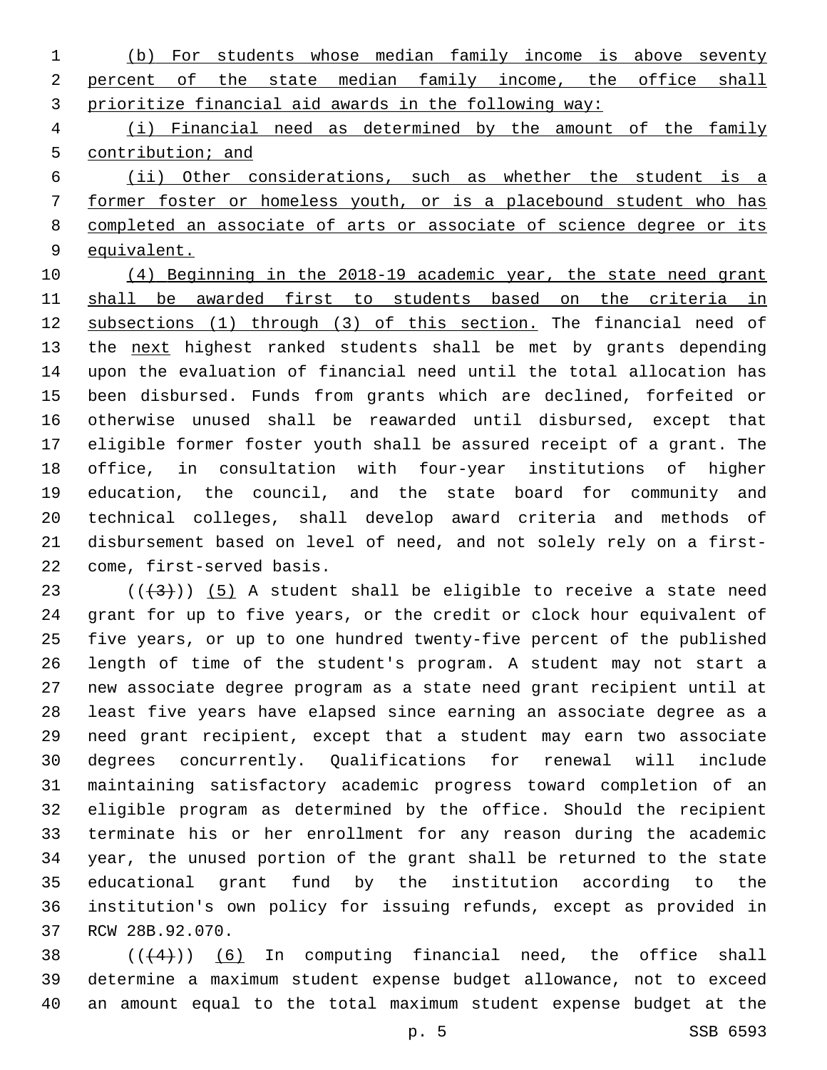(b) For students whose median family income is above seventy percent of the state median family income, the office shall prioritize financial aid awards in the following way:

(i) Financial need as determined by the amount of the family contribution; and

(ii) Other considerations, such as whether the student is a former foster or homeless youth, or is a placebound student who has completed an associate of arts or associate of science degree or its equivalent.

(4) Beginning in the 2018-19 academic year, the state need grant shall be awarded first to students based on the criteria in subsections (1) through (3) of this section. The financial need of the next highest ranked students shall be met by grants depending upon the evaluation of financial need until the total allocation has been disbursed. Funds from grants which are declined, forfeited or otherwise unused shall be reawarded until disbursed, except that eligible former foster youth shall be assured receipt of a grant. The office, in consultation with four-year institutions of higher education, the council, and the state board for community and technical colleges, shall develop award criteria and methods of disbursement based on level of need, and not solely rely on a first-come, first-served basis.

(((3))) (5) A student shall be eligible to receive a state need grant for up to five years, or the credit or clock hour equivalent of five years, or up to one hundred twenty-five percent of the published length of time of the student's program. A student may not start a new associate degree program as a state need grant recipient until at least five years have elapsed since earning an associate degree as a need grant recipient, except that a student may earn two associate degrees concurrently. Qualifications for renewal will include maintaining satisfactory academic progress toward completion of an eligible program as determined by the office. Should the recipient terminate his or her enrollment for any reason during the academic year, the unused portion of the grant shall be returned to the state educational grant fund by the institution according to the institution's own policy for issuing refunds, except as provided in RCW 28B.92.070.

(((4))) (6) In computing financial need, the office shall determine a maximum student expense budget allowance, not to exceed an amount equal to the total maximum student expense budget at the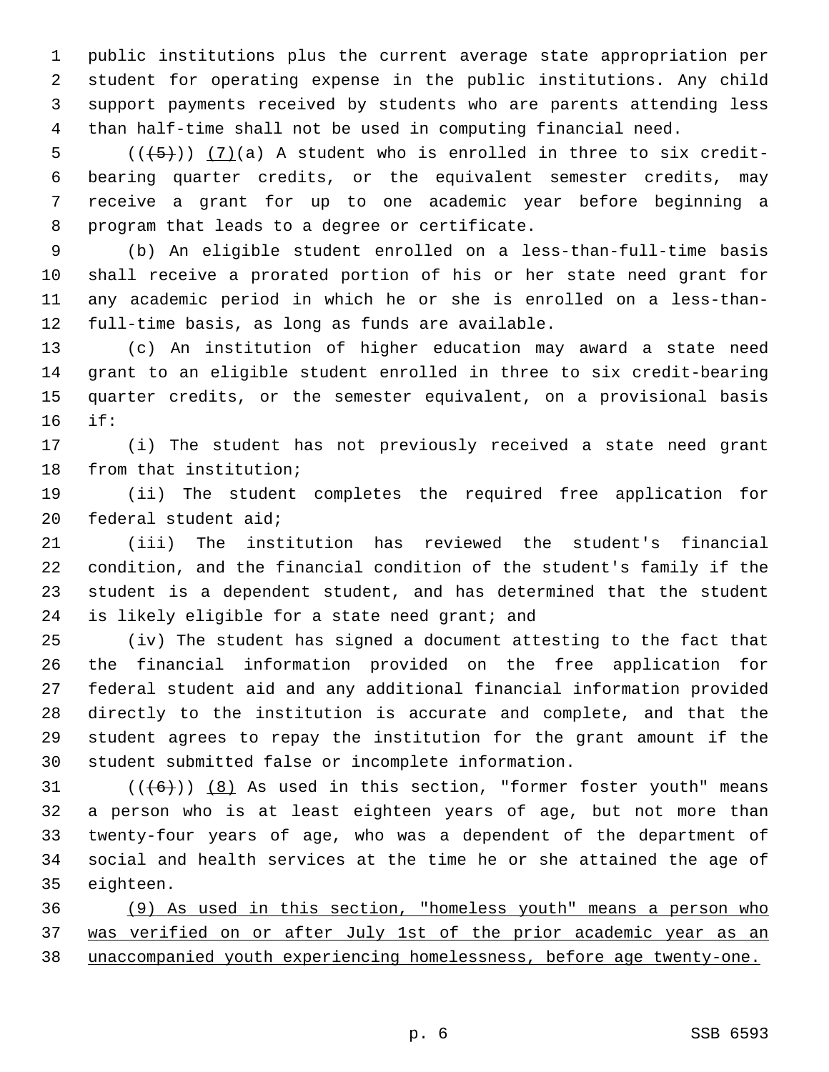public institutions plus the current average state appropriation per student for operating expense in the public institutions. Any child support payments received by students who are parents attending less than half-time shall not be used in computing financial need.

((~~(5)~~)) <u>(7)</u>(a) A student who is enrolled in three to six credit-bearing quarter credits, or the equivalent semester credits, may receive a grant for up to one academic year before beginning a program that leads to a degree or certificate.

(b) An eligible student enrolled on a less-than-full-time basis shall receive a prorated portion of his or her state need grant for any academic period in which he or she is enrolled on a less-than-full-time basis, as long as funds are available.

(c) An institution of higher education may award a state need grant to an eligible student enrolled in three to six credit-bearing quarter credits, or the semester equivalent, on a provisional basis if:

(i) The student has not previously received a state need grant from that institution;

(ii) The student completes the required free application for federal student aid;

(iii) The institution has reviewed the student's financial condition, and the financial condition of the student's family if the student is a dependent student, and has determined that the student is likely eligible for a state need grant; and

(iv) The student has signed a document attesting to the fact that the financial information provided on the free application for federal student aid and any additional financial information provided directly to the institution is accurate and complete, and that the student agrees to repay the institution for the grant amount if the student submitted false or incomplete information.

((~~(6)~~)) <u>(8)</u> As used in this section, "former foster youth" means a person who is at least eighteen years of age, but not more than twenty-four years of age, who was a dependent of the department of social and health services at the time he or she attained the age of eighteen.

<u>(9) As used in this section, "homeless youth" means a person who was verified on or after July 1st of the prior academic year as an unaccompanied youth experiencing homelessness, before age twenty-one.</u>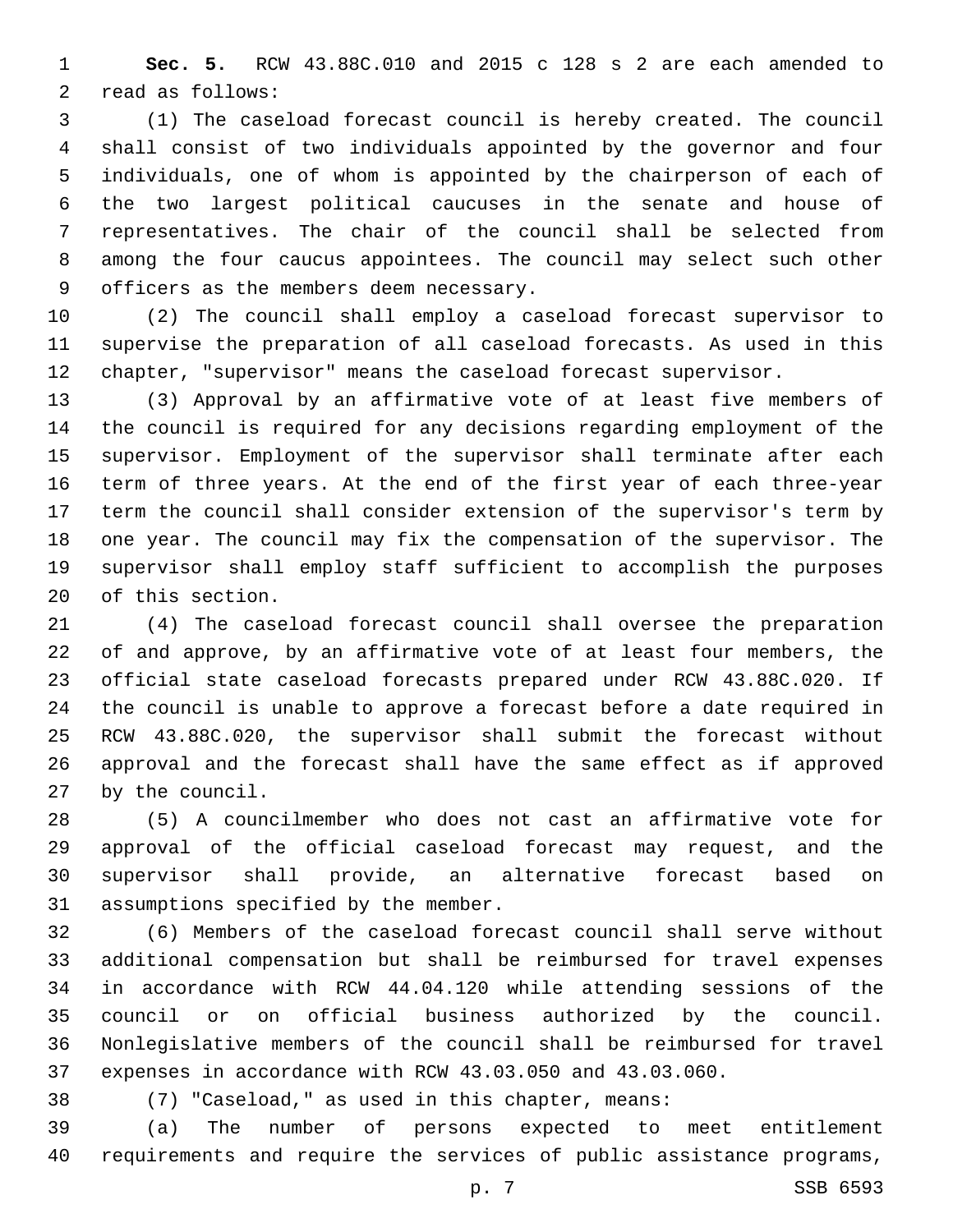**Sec. 5.** RCW 43.88C.010 and 2015 c 128 s 2 are each amended to read as follows:

(1) The caseload forecast council is hereby created. The council shall consist of two individuals appointed by the governor and four individuals, one of whom is appointed by the chairperson of each of the two largest political caucuses in the senate and house of representatives. The chair of the council shall be selected from among the four caucus appointees. The council may select such other officers as the members deem necessary.

(2) The council shall employ a caseload forecast supervisor to supervise the preparation of all caseload forecasts. As used in this chapter, "supervisor" means the caseload forecast supervisor.

(3) Approval by an affirmative vote of at least five members of the council is required for any decisions regarding employment of the supervisor. Employment of the supervisor shall terminate after each term of three years. At the end of the first year of each three-year term the council shall consider extension of the supervisor's term by one year. The council may fix the compensation of the supervisor. The supervisor shall employ staff sufficient to accomplish the purposes of this section.

(4) The caseload forecast council shall oversee the preparation of and approve, by an affirmative vote of at least four members, the official state caseload forecasts prepared under RCW 43.88C.020. If the council is unable to approve a forecast before a date required in RCW 43.88C.020, the supervisor shall submit the forecast without approval and the forecast shall have the same effect as if approved by the council.

(5) A councilmember who does not cast an affirmative vote for approval of the official caseload forecast may request, and the supervisor shall provide, an alternative forecast based on assumptions specified by the member.

(6) Members of the caseload forecast council shall serve without additional compensation but shall be reimbursed for travel expenses in accordance with RCW 44.04.120 while attending sessions of the council or on official business authorized by the council. Nonlegislative members of the council shall be reimbursed for travel expenses in accordance with RCW 43.03.050 and 43.03.060.

(7) "Caseload," as used in this chapter, means:

(a) The number of persons expected to meet entitlement requirements and require the services of public assistance programs,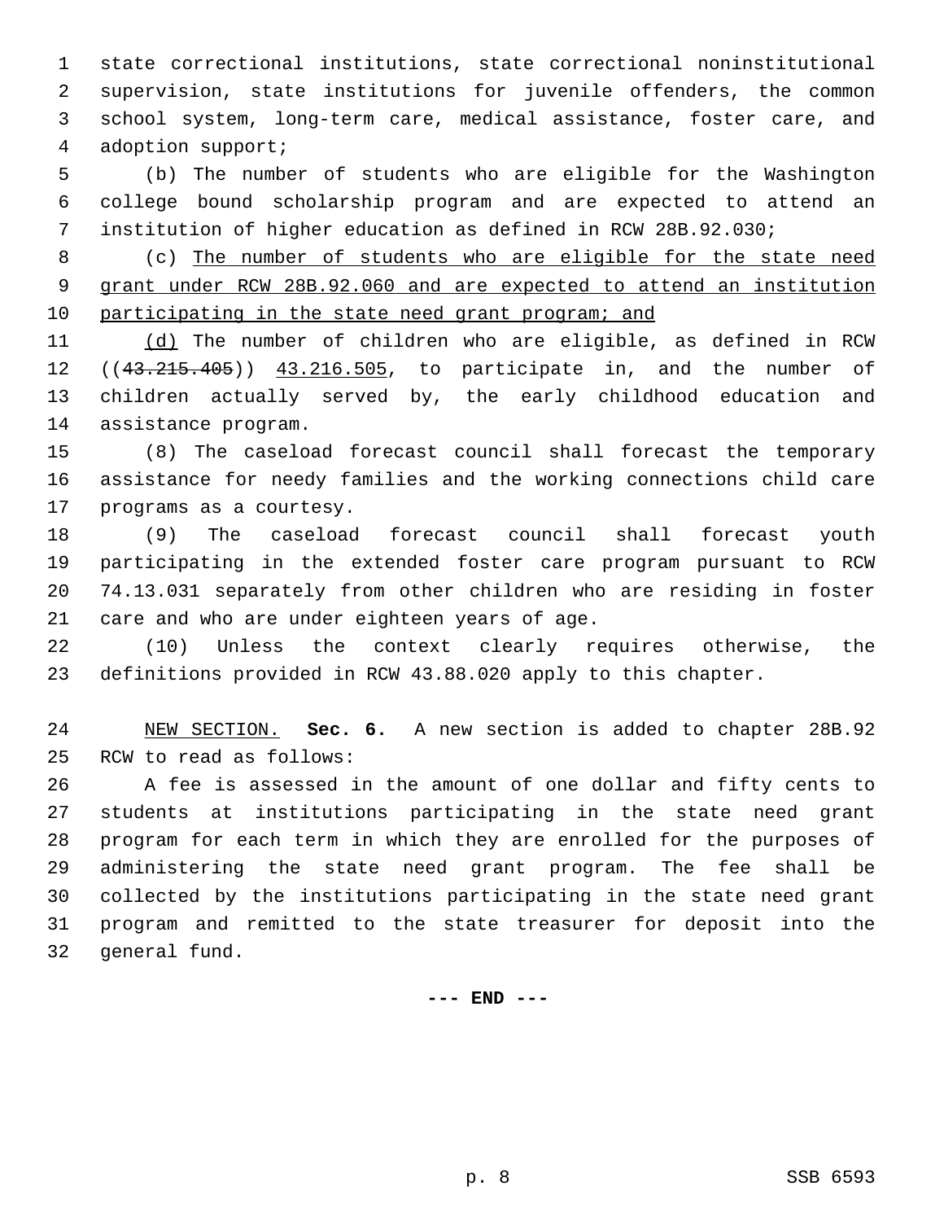state correctional institutions, state correctional noninstitutional supervision, state institutions for juvenile offenders, the common school system, long-term care, medical assistance, foster care, and adoption support;

(b) The number of students who are eligible for the Washington college bound scholarship program and are expected to attend an institution of higher education as defined in RCW 28B.92.030;

(c) <u>The number of students who are eligible for the state need grant under RCW 28B.92.060 and are expected to attend an institution participating in the state need grant program; and</u>

<u>(d)</u> The number of children who are eligible, as defined in RCW ((~~43.215.405~~)) <u>43.216.505</u>, to participate in, and the number of children actually served by, the early childhood education and assistance program.

(8) The caseload forecast council shall forecast the temporary assistance for needy families and the working connections child care programs as a courtesy.

(9) The caseload forecast council shall forecast youth participating in the extended foster care program pursuant to RCW 74.13.031 separately from other children who are residing in foster care and who are under eighteen years of age.

(10) Unless the context clearly requires otherwise, the definitions provided in RCW 43.88.020 apply to this chapter.

<u>NEW SECTION.</u> **Sec. 6.** A new section is added to chapter 28B.92 RCW to read as follows:

A fee is assessed in the amount of one dollar and fifty cents to students at institutions participating in the state need grant program for each term in which they are enrolled for the purposes of administering the state need grant program. The fee shall be collected by the institutions participating in the state need grant program and remitted to the state treasurer for deposit into the general fund.

**--- END ---**